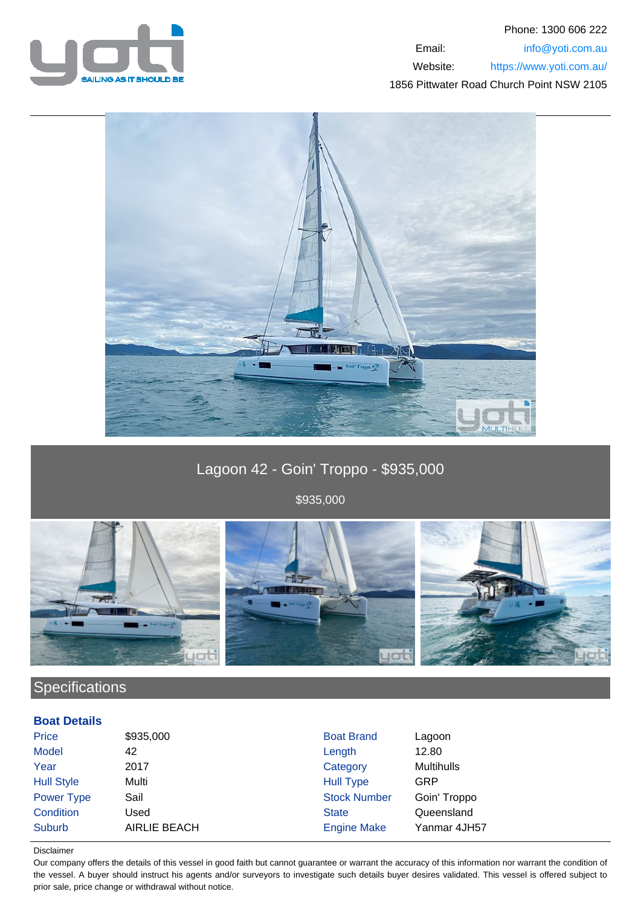Phone: 1300 606 222

Email: info@yoti.com.au

Website: https://www.yoti.com.au/

1856 Pittwater Road Church Point NSW 2105

# Lagoon 42 - Goin' Troppo - $935,000

$935,000

## Specifications

### Boat Details

| | | | |
|---|---|---|---|
| Price | $935,000 | Boat Brand | Lagoon |
| Model | 42 | Length | 12.80 |
| Year | 2017 | Category | Multihulls |
| Hull Style | Multi | Hull Type | GRP |
| Power Type | Sail | Stock Number | Goin' Troppo |
| Condition | Used | State | Queensland |
| Suburb | AIRLIE BEACH | Engine Make | Yanmar 4JH57 |

Disclaimer

Our company offers the details of this vessel in good faith but cannot guarantee or warrant the accuracy of this information nor warrant the condition of the vessel. A buyer should instruct his agents and/or surveyors to investigate such details buyer desires validated. This vessel is offered subject to prior sale, price change or withdrawal without notice.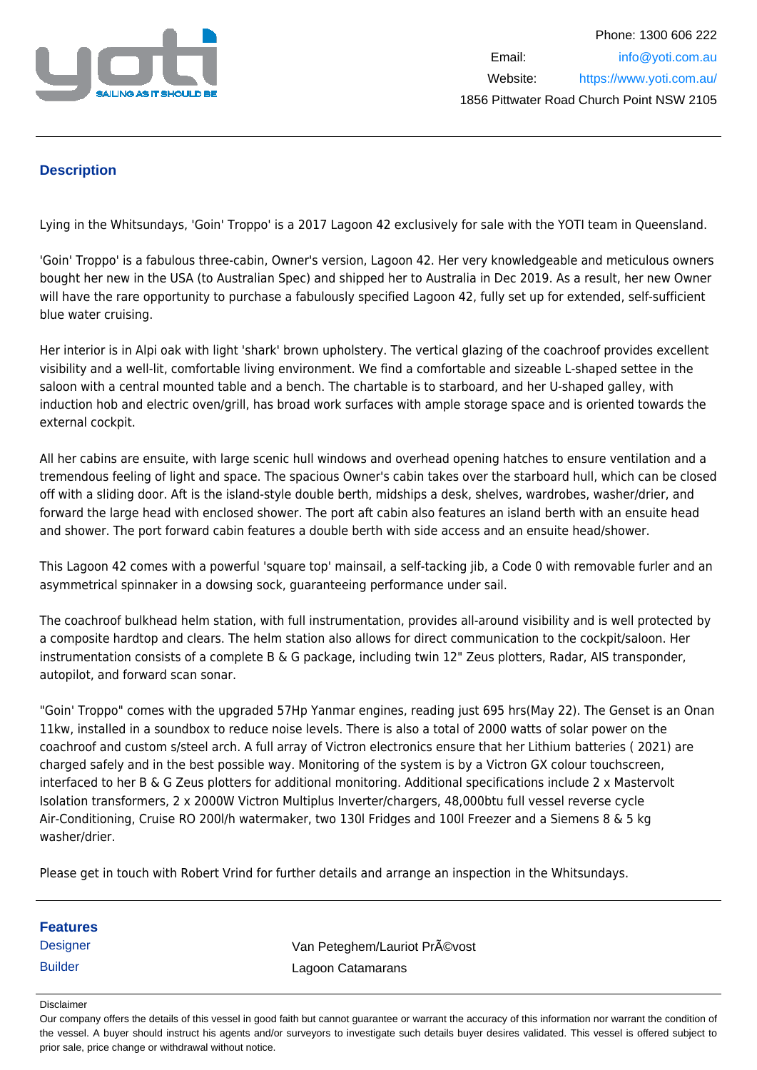Phone: 1300 606 222

Email: info@yoti.com.au

Website: https://www.yoti.com.au/

1856 Pittwater Road Church Point NSW 2105

## Description

Lying in the Whitsundays, 'Goin' Troppo' is a 2017 Lagoon 42 exclusively for sale with the YOTI team in Queensland.

'Goin' Troppo' is a fabulous three-cabin, Owner's version, Lagoon 42. Her very knowledgeable and meticulous owners bought her new in the USA (to Australian Spec) and shipped her to Australia in Dec 2019. As a result, her new Owner will have the rare opportunity to purchase a fabulously specified Lagoon 42, fully set up for extended, self-sufficient blue water cruising.

Her interior is in Alpi oak with light 'shark' brown upholstery. The vertical glazing of the coachroof provides excellent visibility and a well-lit, comfortable living environment. We find a comfortable and sizeable L-shaped settee in the saloon with a central mounted table and a bench. The chartable is to starboard, and her U-shaped galley, with induction hob and electric oven/grill, has broad work surfaces with ample storage space and is oriented towards the external cockpit.

All her cabins are ensuite, with large scenic hull windows and overhead opening hatches to ensure ventilation and a tremendous feeling of light and space. The spacious Owner's cabin takes over the starboard hull, which can be closed off with a sliding door. Aft is the island-style double berth, midships a desk, shelves, wardrobes, washer/drier, and forward the large head with enclosed shower. The port aft cabin also features an island berth with an ensuite head and shower. The port forward cabin features a double berth with side access and an ensuite head/shower.

This Lagoon 42 comes with a powerful 'square top' mainsail, a self-tacking jib, a Code 0 with removable furler and an asymmetrical spinnaker in a dowsing sock, guaranteeing performance under sail.

The coachroof bulkhead helm station, with full instrumentation, provides all-around visibility and is well protected by a composite hardtop and clears. The helm station also allows for direct communication to the cockpit/saloon. Her instrumentation consists of a complete B & G package, including twin 12" Zeus plotters, Radar, AIS transponder, autopilot, and forward scan sonar.

"Goin' Troppo" comes with the upgraded 57Hp Yanmar engines, reading just 695 hrs(May 22). The Genset is an Onan 11kw, installed in a soundbox to reduce noise levels. There is also a total of 2000 watts of solar power on the coachroof and custom s/steel arch. A full array of Victron electronics ensure that her Lithium batteries ( 2021) are charged safely and in the best possible way. Monitoring of the system is by a Victron GX colour touchscreen, interfaced to her B & G Zeus plotters for additional monitoring. Additional specifications include 2 x Mastervolt Isolation transformers, 2 x 2000W Victron Multiplus Inverter/chargers, 48,000btu full vessel reverse cycle Air-Conditioning, Cruise RO 200l/h watermaker, two 130l Fridges and 100l Freezer and a Siemens 8 & 5 kg washer/drier.

Please get in touch with Robert Vrind for further details and arrange an inspection in the Whitsundays.

## Features

| | |
|---|---|
| Designer | Van Peteghem/Lauriot PrÃ©vost |
| Builder | Lagoon Catamarans |

Disclaimer

Our company offers the details of this vessel in good faith but cannot guarantee or warrant the accuracy of this information nor warrant the condition of the vessel. A buyer should instruct his agents and/or surveyors to investigate such details buyer desires validated. This vessel is offered subject to prior sale, price change or withdrawal without notice.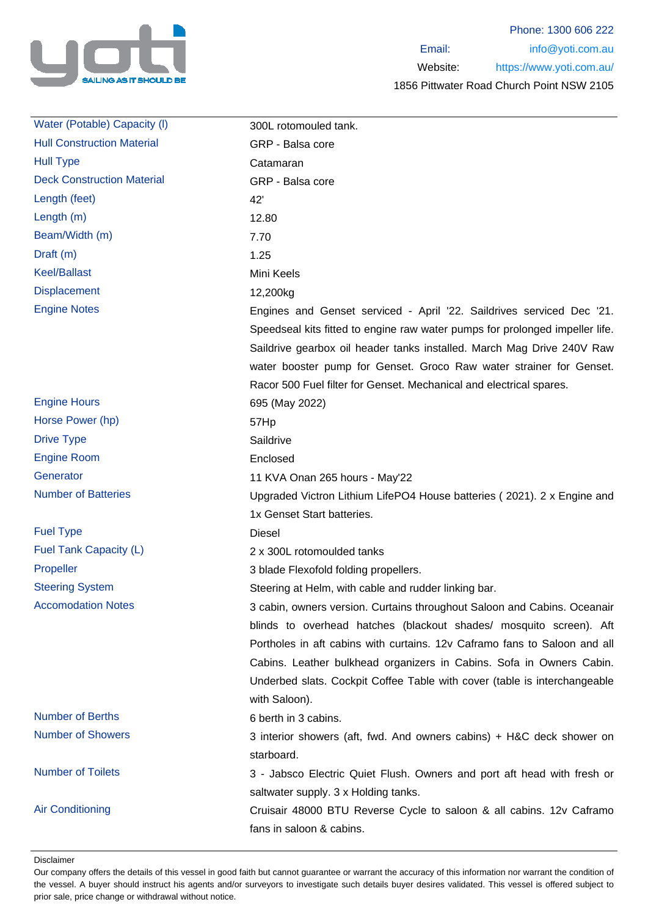Phone: 1300 606 222

Email: info@yoti.com.au

Website: https://www.yoti.com.au/

1856 Pittwater Road Church Point NSW 2105

| | |
|---|---|
| Water (Potable) Capacity (l) | 300L rotomouled tank. |
| Hull Construction Material | GRP - Balsa core |
| Hull Type | Catamaran |
| Deck Construction Material | GRP - Balsa core |
| Length (feet) | 42' |
| Length (m) | 12.80 |
| Beam/Width (m) | 7.70 |
| Draft (m) | 1.25 |
| Keel/Ballast | Mini Keels |
| Displacement | 12,200kg |
| Engine Notes | Engines and Genset serviced - April '22. Saildrives serviced Dec '21. Speedseal kits fitted to engine raw water pumps for prolonged impeller life. Saildrive gearbox oil header tanks installed. March Mag Drive 240V Raw water booster pump for Genset. Groco Raw water strainer for Genset. Racor 500 Fuel filter for Genset. Mechanical and electrical spares. |
| Engine Hours | 695 (May 2022) |
| Horse Power (hp) | 57Hp |
| Drive Type | Saildrive |
| Engine Room | Enclosed |
| Generator | 11 KVA Onan 265 hours - May'22 |
| Number of Batteries | Upgraded Victron Lithium LifePO4 House batteries ( 2021). 2 x Engine and 1x Genset Start batteries. |
| Fuel Type | Diesel |
| Fuel Tank Capacity (L) | 2 x 300L rotomoulded tanks |
| Propeller | 3 blade Flexofold folding propellers. |
| Steering System | Steering at Helm, with cable and rudder linking bar. |
| Accomodation Notes | 3 cabin, owners version. Curtains throughout Saloon and Cabins. Oceanair blinds to overhead hatches (blackout shades/ mosquito screen). Aft Portholes in aft cabins with curtains. 12v Caframo fans to Saloon and all Cabins. Leather bulkhead organizers in Cabins. Sofa in Owners Cabin. Underbed slats. Cockpit Coffee Table with cover (table is interchangeable with Saloon). |
| Number of Berths | 6 berth in 3 cabins. |
| Number of Showers | 3 interior showers (aft, fwd. And owners cabins) + H&C deck shower on starboard. |
| Number of Toilets | 3 - Jabsco Electric Quiet Flush. Owners and port aft head with fresh or saltwater supply. 3 x Holding tanks. |
| Air Conditioning | Cruisair 48000 BTU Reverse Cycle to saloon & all cabins. 12v Caframo fans in saloon & cabins. |

Disclaimer

Our company offers the details of this vessel in good faith but cannot guarantee or warrant the accuracy of this information nor warrant the condition of the vessel. A buyer should instruct his agents and/or surveyors to investigate such details buyer desires validated. This vessel is offered subject to prior sale, price change or withdrawal without notice.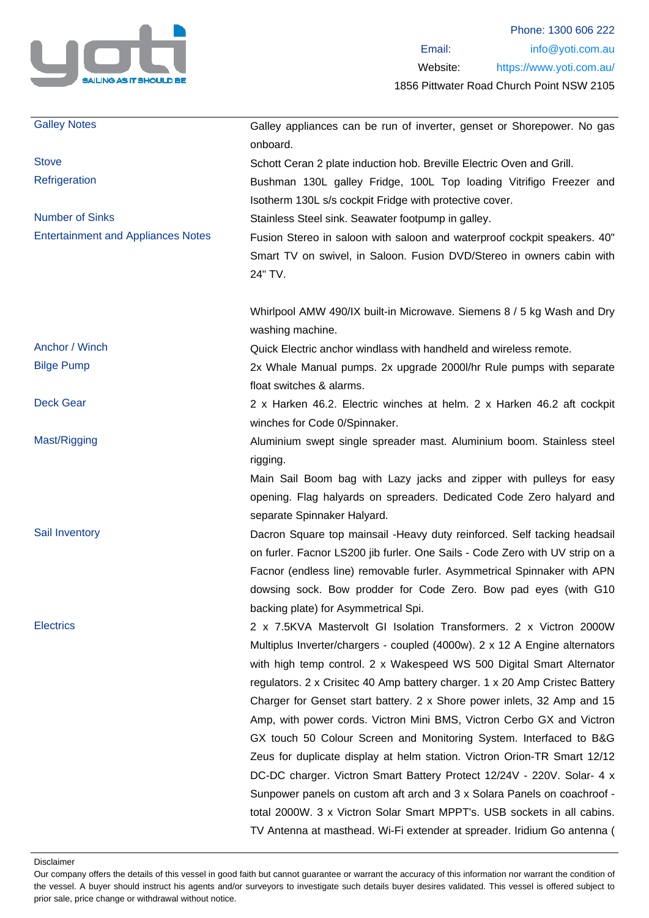| | |
|---|---|
| Galley Notes | Galley appliances can be run of inverter, genset or Shorepower. No gas onboard. |
| Stove | Schott Ceran 2 plate induction hob. Breville Electric Oven and Grill. |
| Refrigeration | Bushman 130L galley Fridge, 100L Top loading Vitrifigo Freezer and Isotherm 130L s/s cockpit Fridge with protective cover. |
| Number of Sinks | Stainless Steel sink. Seawater footpump in galley. |
| Entertainment and Appliances Notes | Fusion Stereo in saloon with saloon and waterproof cockpit speakers. 40" Smart TV on swivel, in Saloon. Fusion DVD/Stereo in owners cabin with 24" TV.<br><br>Whirlpool AMW 490/IX built-in Microwave. Siemens 8 / 5 kg Wash and Dry washing machine. |
| Anchor / Winch | Quick Electric anchor windlass with handheld and wireless remote. |
| Bilge Pump | 2x Whale Manual pumps. 2x upgrade 2000l/hr Rule pumps with separate float switches & alarms. |
| Deck Gear | 2 x Harken 46.2. Electric winches at helm. 2 x Harken 46.2 aft cockpit winches for Code 0/Spinnaker. |
| Mast/Rigging | Aluminium swept single spreader mast. Aluminium boom. Stainless steel rigging.<br>Main Sail Boom bag with Lazy jacks and zipper with pulleys for easy opening. Flag halyards on spreaders. Dedicated Code Zero halyard and separate Spinnaker Halyard. |
| Sail Inventory | Dacron Square top mainsail -Heavy duty reinforced. Self tacking headsail on furler. Facnor LS200 jib furler. One Sails - Code Zero with UV strip on a Facnor (endless line) removable furler. Asymmetrical Spinnaker with APN dowsing sock. Bow prodder for Code Zero. Bow pad eyes (with G10 backing plate) for Asymmetrical Spi. |
| Electrics | 2 x 7.5KVA Mastervolt GI Isolation Transformers. 2 x Victron 2000W Multiplus Inverter/chargers - coupled (4000w). 2 x 12 A Engine alternators with high temp control. 2 x Wakespeed WS 500 Digital Smart Alternator regulators. 2 x Crisitec 40 Amp battery charger. 1 x 20 Amp Cristec Battery Charger for Genset start battery. 2 x Shore power inlets, 32 Amp and 15 Amp, with power cords. Victron Mini BMS, Victron Cerbo GX and Victron GX touch 50 Colour Screen and Monitoring System. Interfaced to B&G Zeus for duplicate display at helm station. Victron Orion-TR Smart 12/12 DC-DC charger. Victron Smart Battery Protect 12/24V - 220V. Solar- 4 x Sunpower panels on custom aft arch and 3 x Solara Panels on coachroof - total 2000W. 3 x Victron Solar Smart MPPT's. USB sockets in all cabins. TV Antenna at masthead. Wi-Fi extender at spreader. Iridium Go antenna ( |

Disclaimer

Our company offers the details of this vessel in good faith but cannot guarantee or warrant the accuracy of this information nor warrant the condition of the vessel. A buyer should instruct his agents and/or surveyors to investigate such details buyer desires validated. This vessel is offered subject to prior sale, price change or withdrawal without notice.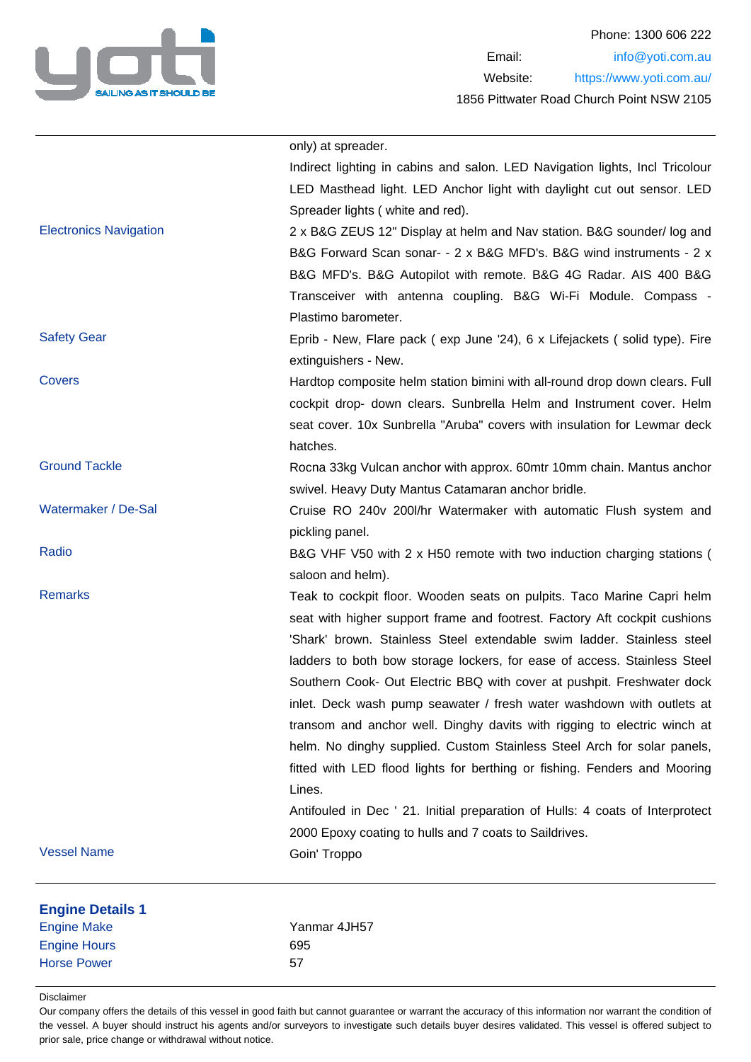| | |
|---|---|
| | only) at spreader. |
| | Indirect lighting in cabins and salon. LED Navigation lights, Incl Tricolour LED Masthead light. LED Anchor light with daylight cut out sensor. LED Spreader lights ( white and red). |
| Electronics Navigation | 2 x B&G ZEUS 12" Display at helm and Nav station. B&G sounder/ log and B&G Forward Scan sonar- - 2 x B&G MFD's. B&G wind instruments - 2 x B&G MFD's. B&G Autopilot with remote. B&G 4G Radar. AIS 400 B&G Transceiver with antenna coupling. B&G Wi-Fi Module. Compass - Plastimo barometer. |
| Safety Gear | Eprib - New, Flare pack ( exp June '24), 6 x Lifejackets ( solid type). Fire extinguishers - New. |
| Covers | Hardtop composite helm station bimini with all-round drop down clears. Full cockpit drop- down clears. Sunbrella Helm and Instrument cover. Helm seat cover. 10x Sunbrella "Aruba" covers with insulation for Lewmar deck hatches. |
| Ground Tackle | Rocna 33kg Vulcan anchor with approx. 60mtr 10mm chain. Mantus anchor swivel. Heavy Duty Mantus Catamaran anchor bridle. |
| Watermaker / De-Sal | Cruise RO 240v 200l/hr Watermaker with automatic Flush system and pickling panel. |
| Radio | B&G VHF V50 with 2 x H50 remote with two induction charging stations ( saloon and helm). |
| Remarks | Teak to cockpit floor. Wooden seats on pulpits. Taco Marine Capri helm seat with higher support frame and footrest. Factory Aft cockpit cushions 'Shark' brown. Stainless Steel extendable swim ladder. Stainless steel ladders to both bow storage lockers, for ease of access. Stainless Steel Southern Cook- Out Electric BBQ with cover at pushpit. Freshwater dock inlet. Deck wash pump seawater / fresh water washdown with outlets at transom and anchor well. Dinghy davits with rigging to electric winch at helm. No dinghy supplied. Custom Stainless Steel Arch for solar panels, fitted with LED flood lights for berthing or fishing. Fenders and Mooring Lines. |
| | Antifouled in Dec ' 21. Initial preparation of Hulls: 4 coats of Interprotect 2000 Epoxy coating to hulls and 7 coats to Saildrives. |
| Vessel Name | Goin' Troppo |

## Engine Details 1

| | |
|---|---|
| Engine Make | Yanmar 4JH57 |
| Engine Hours | 695 |
| Horse Power | 57 |

Disclaimer

Our company offers the details of this vessel in good faith but cannot guarantee or warrant the accuracy of this information nor warrant the condition of the vessel. A buyer should instruct his agents and/or surveyors to investigate such details buyer desires validated. This vessel is offered subject to prior sale, price change or withdrawal without notice.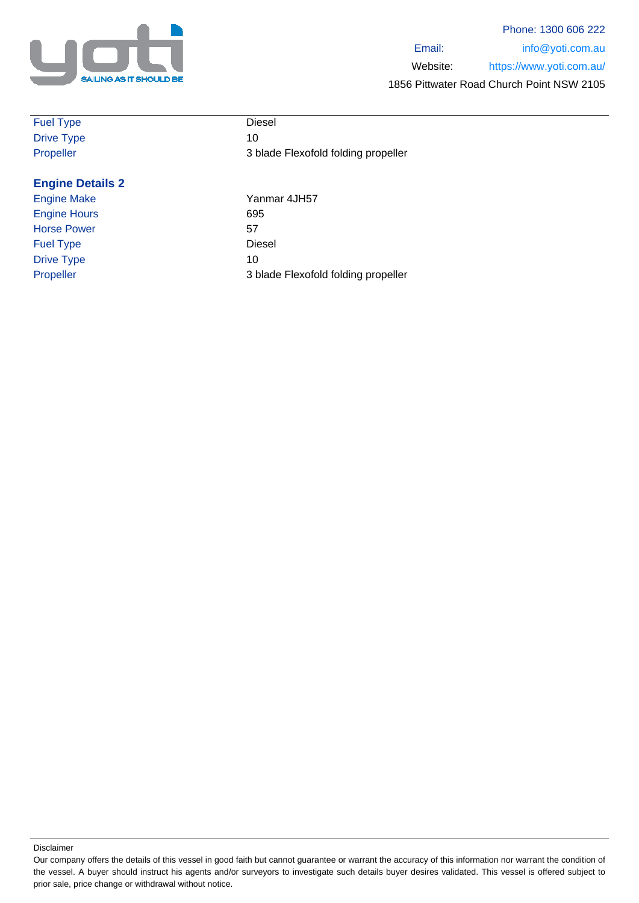| | |
|---|---|
| Fuel Type | Diesel |
| Drive Type | 10 |
| Propeller | 3 blade Flexofold folding propeller |

## Engine Details 2

| | |
|---|---|
| Engine Make | Yanmar 4JH57 |
| Engine Hours | 695 |
| Horse Power | 57 |
| Fuel Type | Diesel |
| Drive Type | 10 |
| Propeller | 3 blade Flexofold folding propeller |

Disclaimer

Our company offers the details of this vessel in good faith but cannot guarantee or warrant the accuracy of this information nor warrant the condition of the vessel. A buyer should instruct his agents and/or surveyors to investigate such details buyer desires validated. This vessel is offered subject to prior sale, price change or withdrawal without notice.